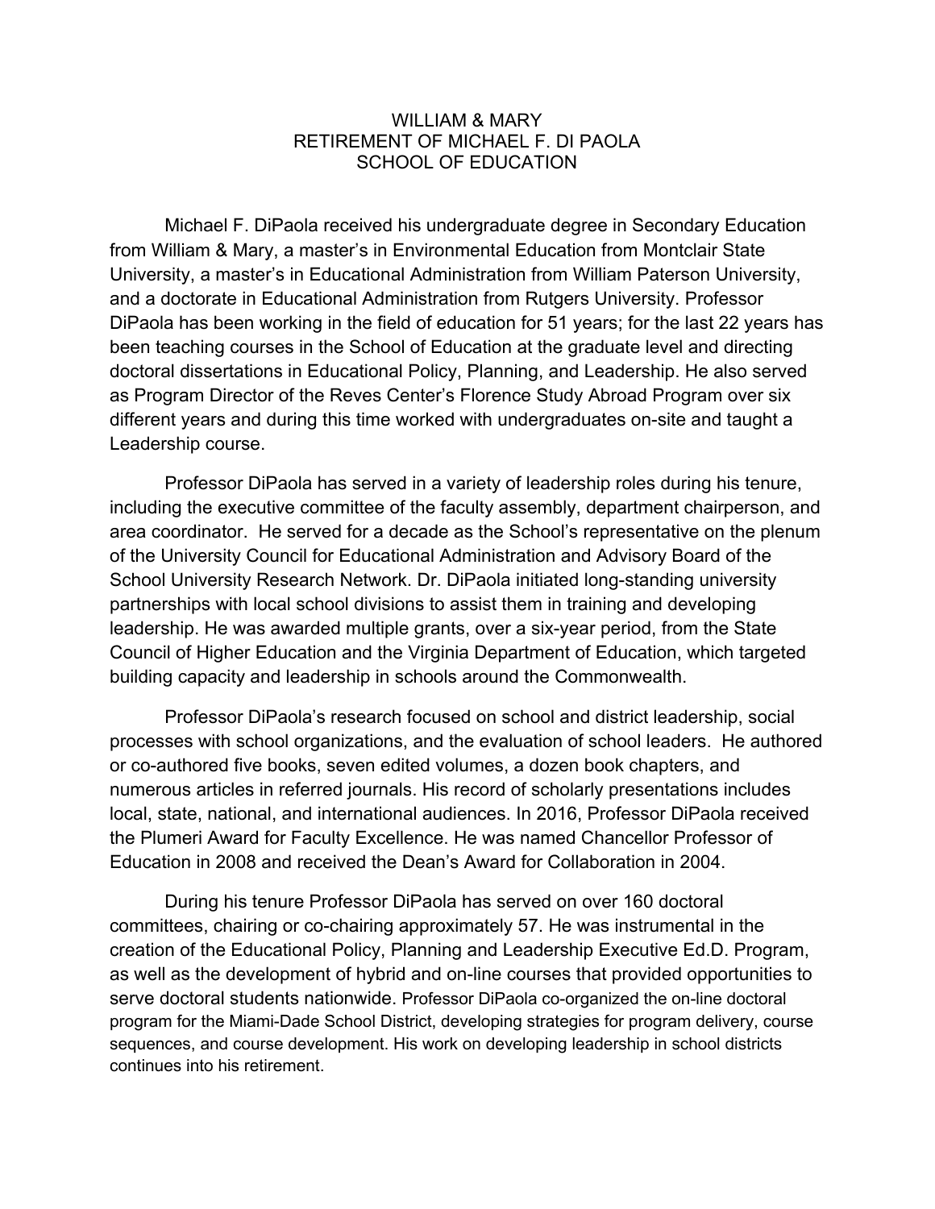# WILLIAM & MARY
# RETIREMENT OF MICHAEL F. DI PAOLA
# SCHOOL OF EDUCATION

Michael F. DiPaola received his undergraduate degree in Secondary Education from William & Mary, a master's in Environmental Education from Montclair State University, a master's in Educational Administration from William Paterson University, and a doctorate in Educational Administration from Rutgers University. Professor DiPaola has been working in the field of education for 51 years; for the last 22 years has been teaching courses in the School of Education at the graduate level and directing doctoral dissertations in Educational Policy, Planning, and Leadership. He also served as Program Director of the Reves Center's Florence Study Abroad Program over six different years and during this time worked with undergraduates on-site and taught a Leadership course.

Professor DiPaola has served in a variety of leadership roles during his tenure, including the executive committee of the faculty assembly, department chairperson, and area coordinator. He served for a decade as the School's representative on the plenum of the University Council for Educational Administration and Advisory Board of the School University Research Network. Dr. DiPaola initiated long-standing university partnerships with local school divisions to assist them in training and developing leadership. He was awarded multiple grants, over a six-year period, from the State Council of Higher Education and the Virginia Department of Education, which targeted building capacity and leadership in schools around the Commonwealth.

Professor DiPaola's research focused on school and district leadership, social processes with school organizations, and the evaluation of school leaders. He authored or co-authored five books, seven edited volumes, a dozen book chapters, and numerous articles in referred journals. His record of scholarly presentations includes local, state, national, and international audiences. In 2016, Professor DiPaola received the Plumeri Award for Faculty Excellence. He was named Chancellor Professor of Education in 2008 and received the Dean's Award for Collaboration in 2004.

During his tenure Professor DiPaola has served on over 160 doctoral committees, chairing or co-chairing approximately 57. He was instrumental in the creation of the Educational Policy, Planning and Leadership Executive Ed.D. Program, as well as the development of hybrid and on-line courses that provided opportunities to serve doctoral students nationwide. Professor DiPaola co-organized the on-line doctoral program for the Miami-Dade School District, developing strategies for program delivery, course sequences, and course development. His work on developing leadership in school districts continues into his retirement.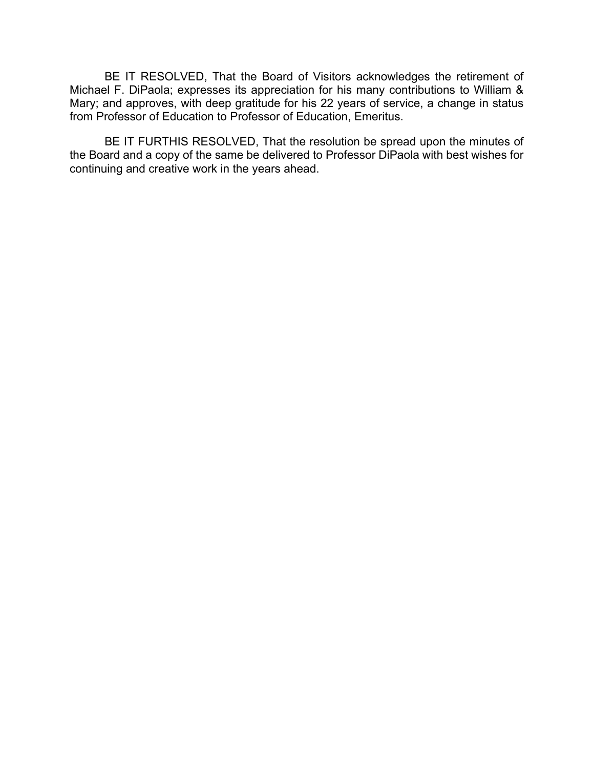BE IT RESOLVED, That the Board of Visitors acknowledges the retirement of Michael F. DiPaola; expresses its appreciation for his many contributions to William & Mary; and approves, with deep gratitude for his 22 years of service, a change in status from Professor of Education to Professor of Education, Emeritus.

BE IT FURTHIS RESOLVED, That the resolution be spread upon the minutes of the Board and a copy of the same be delivered to Professor DiPaola with best wishes for continuing and creative work in the years ahead.